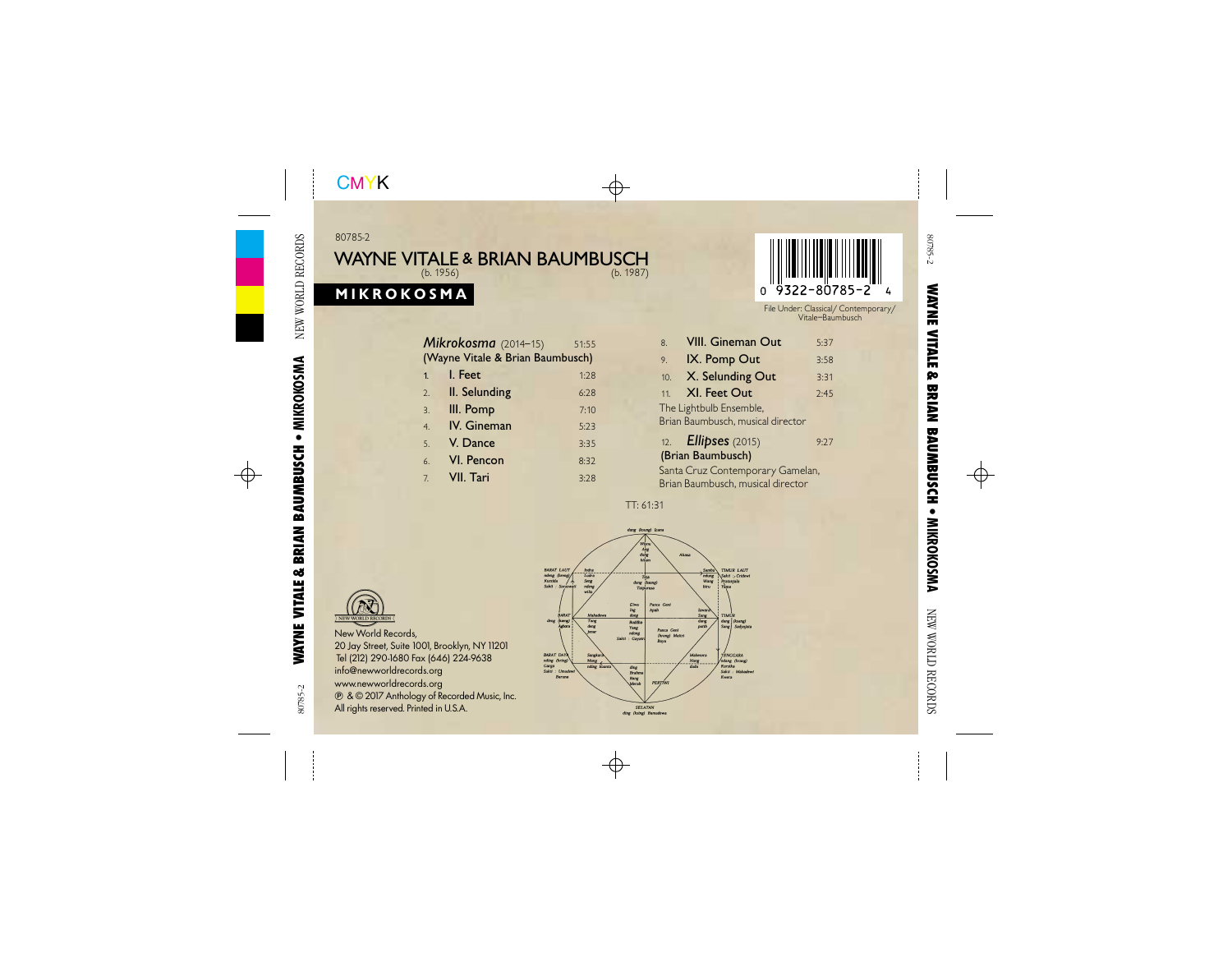80785-2

# WAYNE VITALE & BRIAN BAUMBUSCH

(b. 1956) (b. 1987)

## MIKROKOSMA

0 9322-80785-2 4

File Under: Classical/ Contemporary/ Vitale–Baumbusch

***Mikrokosma*** (2014–15) 51:55
**(Wayne Vitale & Brian Baumbusch)**

| | | |
|---|---|---|
| 1. | I. Feet | 1:28 |
| 2. | II. Selunding | 6:28 |
| 3. | III. Pomp | 7:10 |
| 4. | IV. Gineman | 5:23 |
| 5. | V. Dance | 3:35 |
| 6. | VI. Pencon | 8:32 |
| 7. | VII. Tari | 3:28 |
| 8. | VIII. Gineman Out | 5:37 |
| 9. | IX. Pomp Out | 3:58 |
| 10. | X. Selunding Out | 3:31 |
| 11. | XI. Feet Out | 2:45 |

The Lightbulb Ensemble,
Brian Baumbusch, musical director

12. ***Ellipses*** (2015) 9:27
**(Brian Baumbusch)**

Santa Cruz Contemporary Gamelan,
Brian Baumbusch, musical director

TT: 61:31

New World Records,
20 Jay Street, Suite 1001, Brooklyn, NY 11201
Tel (212) 290-1680 Fax (646) 224-9638
info@newworldrecords.org
www.newworldrecords.org
℗ & © 2017 Anthology of Recorded Music, Inc.
All rights reserved. Printed in U.S.A.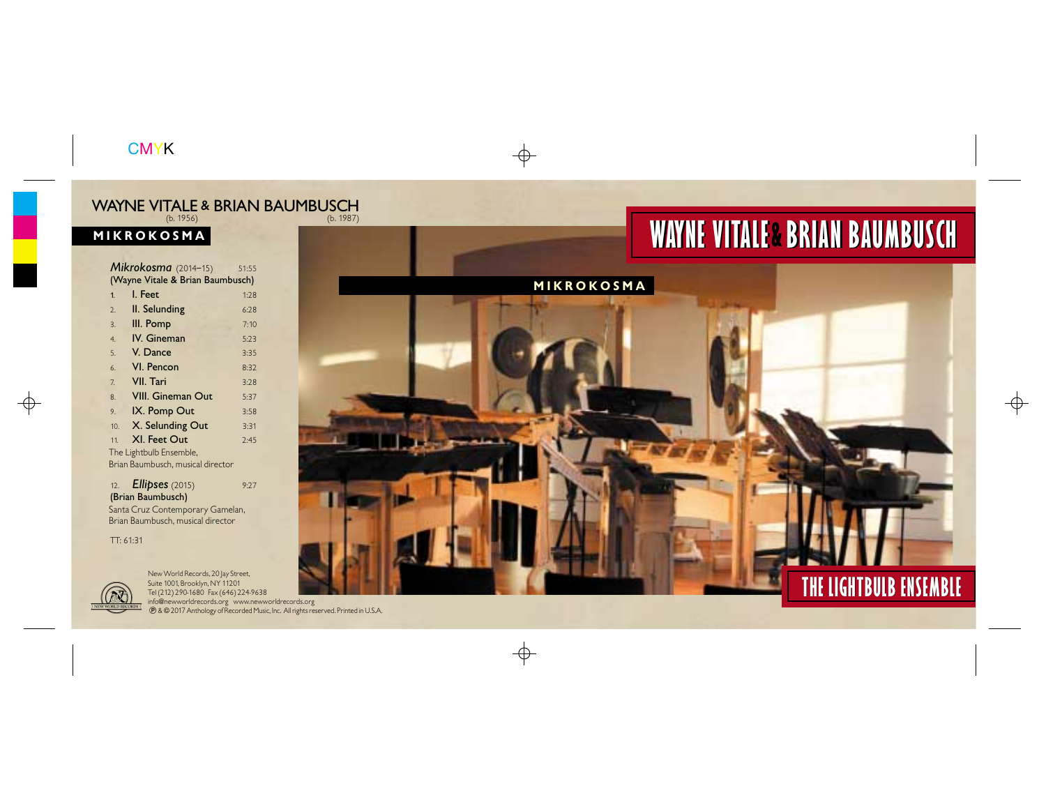# WAYNE VITALE & BRIAN BAUMBUSCH

(b. 1956) (b. 1987)

## MIKROKOSMA

*Mikrokosma* (2014–15) 51:55
(Wayne Vitale & Brian Baumbusch)

1. I. Feet 1:28
2. II. Selunding 6:28
3. III. Pomp 7:10
4. IV. Gineman 5:23
5. V. Dance 3:35
6. VI. Pencon 8:32
7. VII. Tari 3:28
8. VIII. Gineman Out 5:37
9. IX. Pomp Out 3:58
10. X. Selunding Out 3:31
11. XI. Feet Out 2:45

The Lightbulb Ensemble,
Brian Baumbusch, musical director

12. *Ellipses* (2015) 9:27

(Brian Baumbusch)
Santa Cruz Contemporary Gamelan,
Brian Baumbusch, musical director

TT: 61:31

New World Records, 20 Jay Street,
Suite 1001, Brooklyn, NY 11201
Tel (212) 290-1680 Fax (646) 224-9638
info@newworldrecords.org www.newworldrecords.org
℗ & © 2017 Anthology of Recorded Music, Inc. All rights reserved. Printed in U.S.A.

# WAYNE VITALE & BRIAN BAUMBUSCH

## MIKROKOSMA

## THE LIGHTBULB ENSEMBLE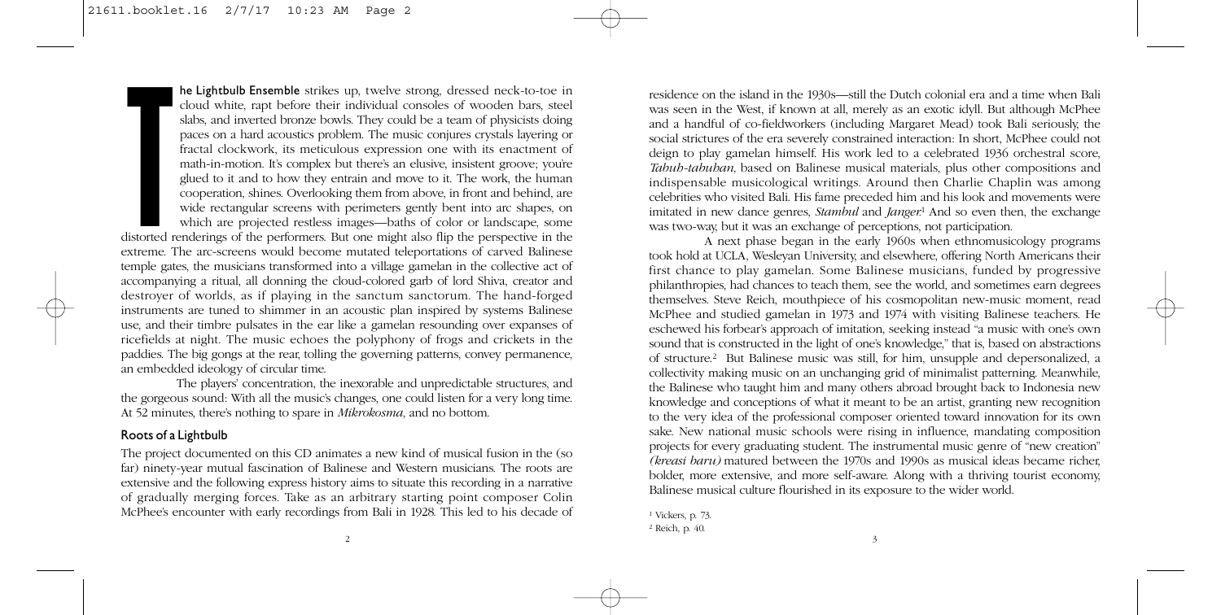**The Lightbulb Ensemble** strikes up, twelve strong, dressed neck-to-toe in cloud white, rapt before their individual consoles of wooden bars, steel slabs, and inverted bronze bowls. They could be a team of physicists doing paces on a hard acoustics problem. The music conjures crystals layering or fractal clockwork, its meticulous expression one with its enactment of math-in-motion. It's complex but there's an elusive, insistent groove; you're glued to it and to how they entrain and move to it. The work, the human cooperation, shines. Overlooking them from above, in front and behind, are wide rectangular screens with perimeters gently bent into arc shapes, on which are projected restless images—baths of color or landscape, some distorted renderings of the performers. But one might also flip the perspective in the extreme. The arc-screens would become mutated teleportations of carved Balinese temple gates, the musicians transformed into a village gamelan in the collective act of accompanying a ritual, all donning the cloud-colored garb of lord Shiva, creator and destroyer of worlds, as if playing in the sanctum sanctorum. The hand-forged instruments are tuned to shimmer in an acoustic plan inspired by systems Balinese use, and their timbre pulsates in the ear like a gamelan resounding over expanses of ricefields at night. The music echoes the polyphony of frogs and crickets in the paddies. The big gongs at the rear, tolling the governing patterns, convey permanence, an embedded ideology of circular time.

The players' concentration, the inexorable and unpredictable structures, and the gorgeous sound: With all the music's changes, one could listen for a very long time. At 52 minutes, there's nothing to spare in *Mikrokosma*, and no bottom.

## Roots of a Lightbulb

The project documented on this CD animates a new kind of musical fusion in the (so far) ninety-year mutual fascination of Balinese and Western musicians. The roots are extensive and the following express history aims to situate this recording in a narrative of gradually merging forces. Take as an arbitrary starting point composer Colin McPhee's encounter with early recordings from Bali in 1928. This led to his decade of residence on the island in the 1930s—still the Dutch colonial era and a time when Bali was seen in the West, if known at all, merely as an exotic idyll. But although McPhee and a handful of co-fieldworkers (including Margaret Mead) took Bali seriously, the social strictures of the era severely constrained interaction: In short, McPhee could not deign to play gamelan himself. His work led to a celebrated 1936 orchestral score, *Tabuh-tabuhan,* based on Balinese musical materials, plus other compositions and indispensable musicological writings. Around then Charlie Chaplin was among celebrities who visited Bali. His fame preceded him and his look and movements were imitated in new dance genres, *Stambul* and *Janger.*[1] And so even then, the exchange was two-way, but it was an exchange of perceptions, not participation.

A next phase began in the early 1960s when ethnomusicology programs took hold at UCLA, Wesleyan University, and elsewhere, offering North Americans their first chance to play gamelan. Some Balinese musicians, funded by progressive philanthropies, had chances to teach them, see the world, and sometimes earn degrees themselves. Steve Reich, mouthpiece of his cosmopolitan new-music moment, read McPhee and studied gamelan in 1973 and 1974 with visiting Balinese teachers. He eschewed his forbear's approach of imitation, seeking instead "a music with one's own sound that is constructed in the light of one's knowledge," that is, based on abstractions of structure.[2] But Balinese music was still, for him, unsupple and depersonalized, a collectivity making music on an unchanging grid of minimalist patterning. Meanwhile, the Balinese who taught him and many others abroad brought back to Indonesia new knowledge and conceptions of what it meant to be an artist, granting new recognition to the very idea of the professional composer oriented toward innovation for its own sake. New national music schools were rising in influence, mandating composition projects for every graduating student. The instrumental music genre of "new creation" *(kreasi baru)* matured between the 1970s and 1990s as musical ideas became richer, bolder, more extensive, and more self-aware. Along with a thriving tourist economy, Balinese musical culture flourished in its exposure to the wider world.

[1] Vickers, p. 73.

[2] Reich, p. 40.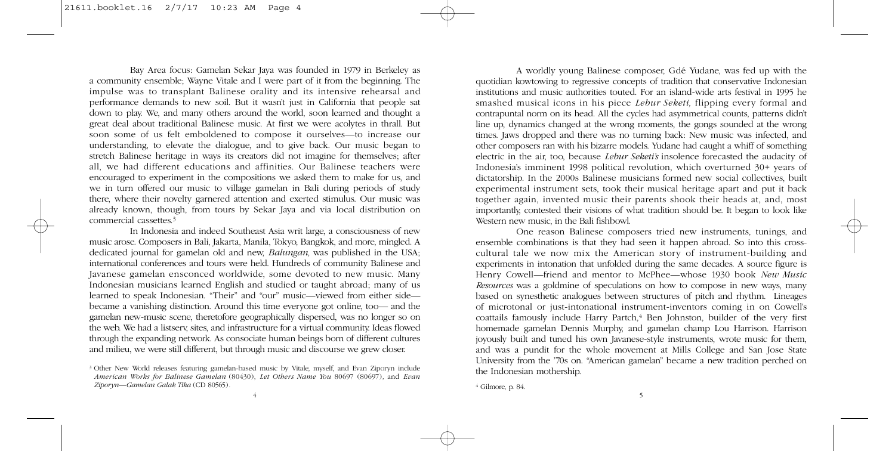Bay Area focus: Gamelan Sekar Jaya was founded in 1979 in Berkeley as a community ensemble; Wayne Vitale and I were part of it from the beginning. The impulse was to transplant Balinese orality and its intensive rehearsal and performance demands to new soil. But it wasn't just in California that people sat down to play. We, and many others around the world, soon learned and thought a great deal about traditional Balinese music. At first we were acolytes in thrall. But soon some of us felt emboldened to compose it ourselves—to increase our understanding, to elevate the dialogue, and to give back. Our music began to stretch Balinese heritage in ways its creators did not imagine for themselves; after all, we had different educations and affinities. Our Balinese teachers were encouraged to experiment in the compositions we asked them to make for us, and we in turn offered our music to village gamelan in Bali during periods of study there, where their novelty garnered attention and exerted stimulus. Our music was already known, though, from tours by Sekar Jaya and via local distribution on commercial cassettes.[3]

In Indonesia and indeed Southeast Asia writ large, a consciousness of new music arose. Composers in Bali, Jakarta, Manila, Tokyo, Bangkok, and more, mingled. A dedicated journal for gamelan old and new, *Balungan*, was published in the USA; international conferences and tours were held. Hundreds of community Balinese and Javanese gamelan ensconced worldwide, some devoted to new music. Many Indonesian musicians learned English and studied or taught abroad; many of us learned to speak Indonesian. "Their" and "our" music—viewed from either side—became a vanishing distinction. Around this time everyone got online, too— and the gamelan new-music scene, theretofore geographically dispersed, was no longer so on the web. We had a listserv, sites, and infrastructure for a virtual community. Ideas flowed through the expanding network. As consociate human beings born of different cultures and milieu, we were still different, but through music and discourse we grew closer.

A worldly young Balinese composer, Gdé Yudane, was fed up with the quotidian kowtowing to regressive concepts of tradition that conservative Indonesian institutions and music authorities touted. For an island-wide arts festival in 1995 he smashed musical icons in his piece *Lebur Seketi*, flipping every formal and contrapuntal norm on its head. All the cycles had asymmetrical counts, patterns didn't line up, dynamics changed at the wrong moments, the gongs sounded at the wrong times. Jaws dropped and there was no turning back: New music was infected, and other composers ran with his bizarre models. Yudane had caught a whiff of something electric in the air, too, because *Lebur Seketi's* insolence forecasted the audacity of Indonesia's imminent 1998 political revolution, which overturned 30+ years of dictatorship. In the 2000s Balinese musicians formed new social collectives, built experimental instrument sets, took their musical heritage apart and put it back together again, invented music their parents shook their heads at, and, most importantly, contested their visions of what tradition should be. It began to look like Western new music, in the Bali fishbowl.

One reason Balinese composers tried new instruments, tunings, and ensemble combinations is that they had seen it happen abroad. So into this cross-cultural tale we now mix the American story of instrument-building and experiments in intonation that unfolded during the same decades. A source figure is Henry Cowell—friend and mentor to McPhee—whose 1930 book *New Music Resources* was a goldmine of speculations on how to compose in new ways, many based on synesthetic analogues between structures of pitch and rhythm. Lineages of microtonal or just-intonational instrument-inventors coming in on Cowell's coattails famously include Harry Partch,[4] Ben Johnston, builder of the very first homemade gamelan Dennis Murphy, and gamelan champ Lou Harrison. Harrison joyously built and tuned his own Javanese-style instruments, wrote music for them, and was a pundit for the whole movement at Mills College and San Jose State University from the '70s on. "American gamelan" became a new tradition perched on the Indonesian mothership.

[3] Other New World releases featuring gamelan-based music by Vitale, myself, and Evan Ziporyn include *American Works for Balinese Gamelan* (80430), *Let Others Name You* 80697 (80697), and *Evan Ziporyn—Gamelan Galak Tika* (CD 80565).

[4] Gilmore, p. 84.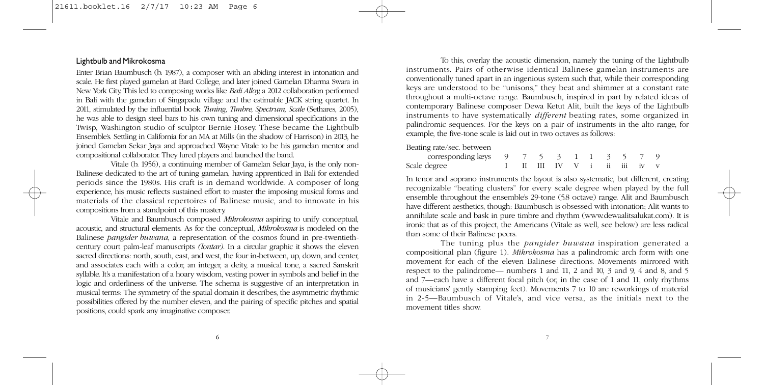## Lightbulb and Mikrokosma

Enter Brian Baumbusch (b. 1987), a composer with an abiding interest in intonation and scale. He first played gamelan at Bard College, and later joined Gamelan Dharma Swara in New York City. This led to composing works like *Bali Alloy,* a 2012 collaboration performed in Bali with the gamelan of Singapadu village and the estimable JACK string quartet. In 2011, stimulated by the influential book *Tuning, Timbre, Spectrum, Scale* (Sethares, 2005), he was able to design steel bars to his own tuning and dimensional specifications in the Twisp, Washington studio of sculptor Bernie Hosey. These became the Lightbulb Ensemble's. Settling in California for an MA at Mills (in the shadow of Harrison) in 2013, he joined Gamelan Sekar Jaya and approached Wayne Vitale to be his gamelan mentor and compositional collaborator. They lured players and launched the band.

Vitale (b. 1956), a continuing member of Gamelan Sekar Jaya, is the only non-Balinese dedicated to the art of tuning gamelan, having apprenticed in Bali for extended periods since the 1980s. His craft is in demand worldwide. A composer of long experience, his music reflects sustained effort to master the imposing musical forms and materials of the classical repertoires of Balinese music, and to innovate in his compositions from a standpoint of this mastery.

Vitale and Baumbusch composed *Mikrokosma* aspiring to unify conceptual, acoustic, and structural elements. As for the conceptual, *Mikrokosma* is modeled on the Balinese *pangider buwana*, a representation of the cosmos found in pre-twentieth-century court palm-leaf manuscripts *(lontar).* In a circular graphic it shows the eleven sacred directions: north, south, east, and west, the four in-between, up, down, and center, and associates each with a color, an integer, a deity, a musical tone, a sacred Sanskrit syllable. It's a manifestation of a hoary wisdom, vesting power in symbols and belief in the logic and orderliness of the universe. The schema is suggestive of an interpretation in musical terms: The symmetry of the spatial domain it describes, the asymmetric rhythmic possibilities offered by the number eleven, and the pairing of specific pitches and spatial positions, could spark any imaginative composer.

To this, overlay the acoustic dimension, namely the tuning of the Lightbulb instruments. Pairs of otherwise identical Balinese gamelan instruments are conventionally tuned apart in an ingenious system such that, while their corresponding keys are understood to be "unisons," they beat and shimmer at a constant rate throughout a multi-octave range. Baumbusch, inspired in part by related ideas of contemporary Balinese composer Dewa Ketut Alit, built the keys of the Lightbulb instruments to have systematically *different* beating rates, some organized in palindromic sequences. For the keys on a pair of instruments in the alto range, for example, the five-tone scale is laid out in two octaves as follows:

| Beating rate/sec. between corresponding keys | 9 | 7 | 5 | 3 | 1 | 1 | 3 | 5 | 7 | 9 |
|---|---|---|---|---|---|---|---|---|---|---|
| Scale degree | I | II | III | IV | V | i | ii | iii | iv | v |

In tenor and soprano instruments the layout is also systematic, but different, creating recognizable "beating clusters" for every scale degree when played by the full ensemble throughout the ensemble's 29-tone (5.8 octave) range. Alit and Baumbusch have different aesthetics, though: Baumbusch is obsessed with intonation; Alit wants to annihilate scale and bask in pure timbre and rhythm (www.dewaalitsalukat.com). It is ironic that as of this project, the Americans (Vitale as well, see below) are less radical than some of their Balinese peers.

The tuning plus the *pangider buwana* inspiration generated a compositional plan (figure 1). *Mikrokosma* has a palindromic arch form with one movement for each of the eleven Balinese directions. Movements mirrored with respect to the palindrome— numbers 1 and 11, 2 and 10, 3 and 9, 4 and 8, and 5 and 7—each have a different focal pitch (or, in the case of 1 and 11, only rhythms of musicians' gently stamping feet). Movements 7 to 10 are reworkings of material in 2-5—Baumbusch of Vitale's, and vice versa, as the initials next to the movement titles show.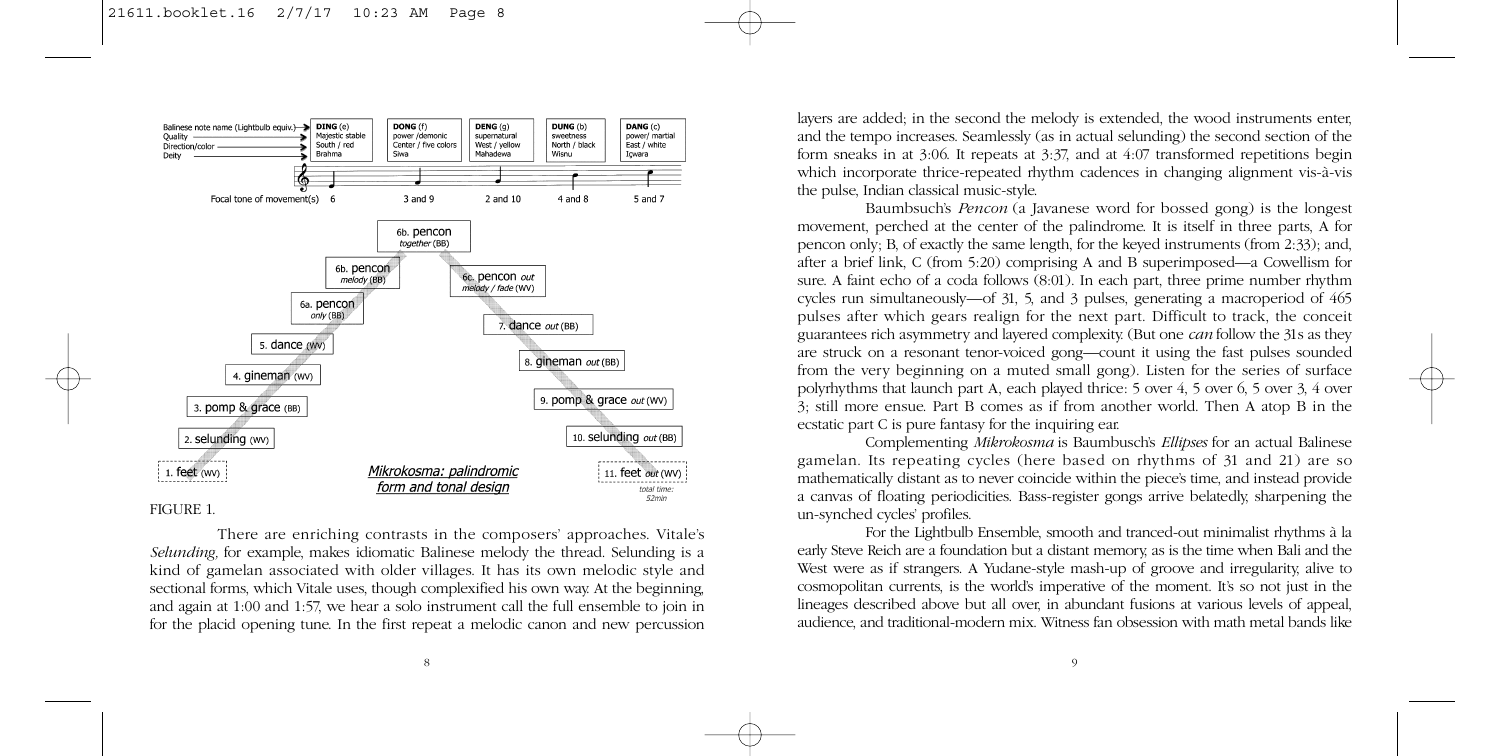| Balinese note name (Lightbulb equiv.) | DING (e) | DONG (f) | DENG (g) | DUNG (b) | DANG (c) |
| --- | --- | --- | --- | --- | --- |
| Quality | Majestic stable | power /demonic | supernatural | sweetness | power/ martial |
| Direction/color | South / red | Center / five colors | West / yellow | North / black | East / white |
| Deity | Brahma | Siwa | Mahadewa | Wisnu | Içwara |
| Focal tone of movement(s) | 6 | 3 and 9 | 2 and 10 | 4 and 8 | 5 and 7 |

*Mikrokosma: palindromic form and tonal design*

1. feet (WV)
2. selunding (WV)
3. pomp & grace (BB)
4. gineman (WV)
5. dance (WV)
6a. pencon *only* (BB)
6b. pencon *melody* (BB)
6b. pencon *together* (BB)
6c. pencon *out melody / fade* (WV)
7. dance *out* (BB)
8. gineman *out* (BB)
9. pomp & grace *out* (WV)
10. selunding *out* (BB)
11. feet *out* (WV)

total time: 52min

FIGURE 1.

There are enriching contrasts in the composers' approaches. Vitale's *Selunding,* for example, makes idiomatic Balinese melody the thread. Selunding is a kind of gamelan associated with older villages. It has its own melodic style and sectional forms, which Vitale uses, though complexified his own way. At the beginning, and again at 1:00 and 1:57, we hear a solo instrument call the full ensemble to join in for the placid opening tune. In the first repeat a melodic canon and new percussion layers are added; in the second the melody is extended, the wood instruments enter, and the tempo increases. Seamlessly (as in actual selunding) the second section of the form sneaks in at 3:06. It repeats at 3:37, and at 4:07 transformed repetitions begin which incorporate thrice-repeated rhythm cadences in changing alignment vis-à-vis the pulse, Indian classical music-style.

Baumbsuch's *Pencon* (a Javanese word for bossed gong) is the longest movement, perched at the center of the palindrome. It is itself in three parts, A for pencon only; B, of exactly the same length, for the keyed instruments (from 2:33); and, after a brief link, C (from 5:20) comprising A and B superimposed—a Cowellism for sure. A faint echo of a coda follows (8:01). In each part, three prime number rhythm cycles run simultaneously—of 31, 5, and 3 pulses, generating a macroperiod of 465 pulses after which gears realign for the next part. Difficult to track, the conceit guarantees rich asymmetry and layered complexity. (But one *can* follow the 31s as they are struck on a resonant tenor-voiced gong—count it using the fast pulses sounded from the very beginning on a muted small gong). Listen for the series of surface polyrhythms that launch part A, each played thrice: 5 over 4, 5 over 6, 5 over 3, 4 over 3; still more ensue. Part B comes as if from another world. Then A atop B in the ecstatic part C is pure fantasy for the inquiring ear.

Complementing *Mikrokosma* is Baumbusch's *Ellipses* for an actual Balinese gamelan. Its repeating cycles (here based on rhythms of 31 and 21) are so mathematically distant as to never coincide within the piece's time, and instead provide a canvas of floating periodicities. Bass-register gongs arrive belatedly, sharpening the un-synched cycles' profiles.

For the Lightbulb Ensemble, smooth and tranced-out minimalist rhythms à la early Steve Reich are a foundation but a distant memory, as is the time when Bali and the West were as if strangers. A Yudane-style mash-up of groove and irregularity, alive to cosmopolitan currents, is the world's imperative of the moment. It's so not just in the lineages described above but all over, in abundant fusions at various levels of appeal, audience, and traditional-modern mix. Witness fan obsession with math metal bands like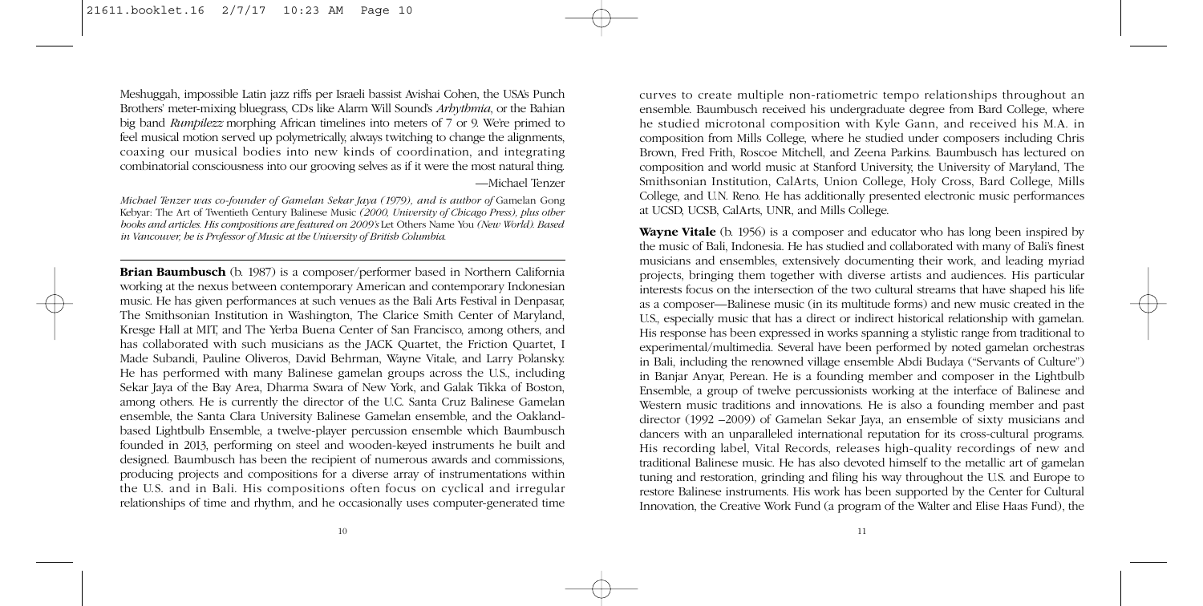Meshuggah, impossible Latin jazz riffs per Israeli bassist Avishai Cohen, the USA's Punch Brothers' meter-mixing bluegrass, CDs like Alarm Will Sound's *Arhythmia*, or the Bahian big band *Rumpilezz* morphing African timelines into meters of 7 or 9. We're primed to feel musical motion served up polymetrically, always twitching to change the alignments, coaxing our musical bodies into new kinds of coordination, and integrating combinatorial consciousness into our grooving selves as if it were the most natural thing.

—Michael Tenzer

*Michael Tenzer was co-founder of Gamelan Sekar Jaya (1979), and is author of* Gamelan Gong Kebyar: The Art of Twentieth Century Balinese Music *(2000, University of Chicago Press), plus other books and articles. His compositions are featured on 2009's* Let Others Name You *(New World). Based in Vancouver, he is Professor of Music at the University of British Columbia.*

---

**Brian Baumbusch** (b. 1987) is a composer/performer based in Northern California working at the nexus between contemporary American and contemporary Indonesian music. He has given performances at such venues as the Bali Arts Festival in Denpasar, The Smithsonian Institution in Washington, The Clarice Smith Center of Maryland, Kresge Hall at MIT, and The Yerba Buena Center of San Francisco, among others, and has collaborated with such musicians as the JACK Quartet, the Friction Quartet, I Made Subandi, Pauline Oliveros, David Behrman, Wayne Vitale, and Larry Polansky. He has performed with many Balinese gamelan groups across the U.S., including Sekar Jaya of the Bay Area, Dharma Swara of New York, and Galak Tikka of Boston, among others. He is currently the director of the U.C. Santa Cruz Balinese Gamelan ensemble, the Santa Clara University Balinese Gamelan ensemble, and the Oakland-based Lightbulb Ensemble, a twelve-player percussion ensemble which Baumbusch founded in 2013, performing on steel and wooden-keyed instruments he built and designed. Baumbusch has been the recipient of numerous awards and commissions, producing projects and compositions for a diverse array of instrumentations within the U.S. and in Bali. His compositions often focus on cyclical and irregular relationships of time and rhythm, and he occasionally uses computer-generated time curves to create multiple non-ratiometric tempo relationships throughout an ensemble. Baumbusch received his undergraduate degree from Bard College, where he studied microtonal composition with Kyle Gann, and received his M.A. in composition from Mills College, where he studied under composers including Chris Brown, Fred Frith, Roscoe Mitchell, and Zeena Parkins. Baumbusch has lectured on composition and world music at Stanford University, the University of Maryland, The Smithsonian Institution, CalArts, Union College, Holy Cross, Bard College, Mills College, and U.N. Reno. He has additionally presented electronic music performances at UCSD, UCSB, CalArts, UNR, and Mills College.

**Wayne Vitale** (b. 1956) is a composer and educator who has long been inspired by the music of Bali, Indonesia. He has studied and collaborated with many of Bali's finest musicians and ensembles, extensively documenting their work, and leading myriad projects, bringing them together with diverse artists and audiences. His particular interests focus on the intersection of the two cultural streams that have shaped his life as a composer—Balinese music (in its multitude forms) and new music created in the U.S., especially music that has a direct or indirect historical relationship with gamelan. His response has been expressed in works spanning a stylistic range from traditional to experimental/multimedia. Several have been performed by noted gamelan orchestras in Bali, including the renowned village ensemble Abdi Budaya ("Servants of Culture") in Banjar Anyar, Perean. He is a founding member and composer in the Lightbulb Ensemble, a group of twelve percussionists working at the interface of Balinese and Western music traditions and innovations. He is also a founding member and past director (1992 –2009) of Gamelan Sekar Jaya, an ensemble of sixty musicians and dancers with an unparalleled international reputation for its cross-cultural programs. His recording label, Vital Records, releases high-quality recordings of new and traditional Balinese music. He has also devoted himself to the metallic art of gamelan tuning and restoration, grinding and filing his way throughout the U.S. and Europe to restore Balinese instruments. His work has been supported by the Center for Cultural Innovation, the Creative Work Fund (a program of the Walter and Elise Haas Fund), the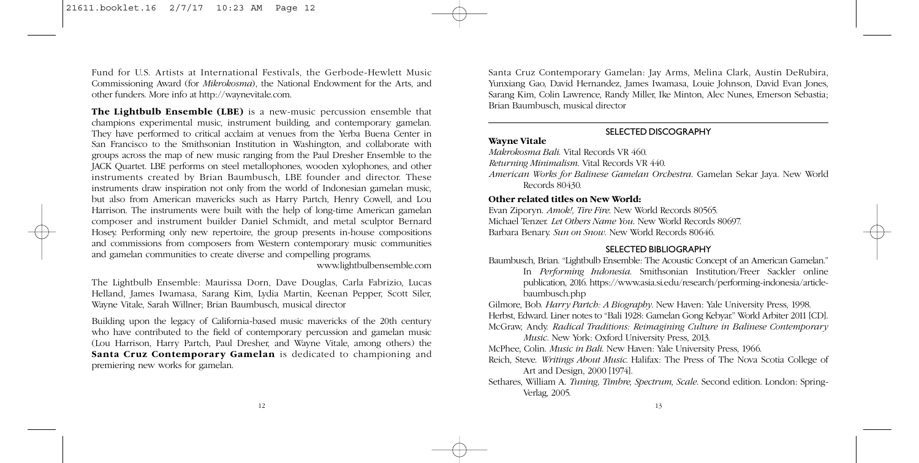Fund for U.S. Artists at International Festivals, the Gerbode-Hewlett Music Commissioning Award (for *Mikrokosma*), the National Endowment for the Arts, and other funders. More info at http://waynevitale.com.

**The Lightbulb Ensemble (LBE)** is a new-music percussion ensemble that champions experimental music, instrument building, and contemporary gamelan. They have performed to critical acclaim at venues from the Yerba Buena Center in San Francisco to the Smithsonian Institution in Washington, and collaborate with groups across the map of new music ranging from the Paul Dresher Ensemble to the JACK Quartet. LBE performs on steel metallophones, wooden xylophones, and other instruments created by Brian Baumbusch, LBE founder and director. These instruments draw inspiration not only from the world of Indonesian gamelan music, but also from American mavericks such as Harry Partch, Henry Cowell, and Lou Harrison. The instruments were built with the help of long-time American gamelan composer and instrument builder Daniel Schmidt, and metal sculptor Bernard Hosey. Performing only new repertoire, the group presents in-house compositions and commissions from composers from Western contemporary music communities and gamelan communities to create diverse and compelling programs.

www.lightbulbensemble.com

The Lightbulb Ensemble: Maurissa Dorn, Dave Douglas, Carla Fabrizio, Lucas Helland, James Iwamasa, Sarang Kim, Lydia Martin, Keenan Pepper, Scott Siler, Wayne Vitale, Sarah Willner; Brian Baumbusch, musical director

Building upon the legacy of California-based music mavericks of the 20th century who have contributed to the field of contemporary percussion and gamelan music (Lou Harrison, Harry Partch, Paul Dresher, and Wayne Vitale, among others) the **Santa Cruz Contemporary Gamelan** is dedicated to championing and premiering new works for gamelan.

Santa Cruz Contemporary Gamelan: Jay Arms, Melina Clark, Austin DeRubira, Yunxiang Gao, David Hernandez, James Iwamasa, Louie Johnson, David Evan Jones, Sarang Kim, Colin Lawrence, Randy Miller, Ike Minton, Alec Nunes, Emerson Sebastia; Brian Baumbusch, musical director

## SELECTED DISCOGRAPHY

**Wayne Vitale**

*Makrokosma Bali*. Vital Records VR 460.

*Returning Minimalism*. Vital Records VR 440.

*American Works for Balinese Gamelan Orchestra*. Gamelan Sekar Jaya. New World Records 80430.

**Other related titles on New World:**

Evan Ziporyn. *Amok!, Tire Fire*. New World Records 80565.

Michael Tenzer. *Let Others Name You*. New World Records 80697.

Barbara Benary. *Sun on Snow*. New World Records 80646.

## SELECTED BIBLIOGRAPHY

Baumbusch, Brian. "Lightbulb Ensemble: The Acoustic Concept of an American Gamelan." In *Performing Indonesia*. Smithsonian Institution/Freer Sackler online publication, 2016. https://www.asia.si.edu/research/performing-indonesia/article-baumbusch.php

Gilmore, Bob. *Harry Partch: A Biography*. New Haven: Yale University Press, 1998.

Herbst, Edward. Liner notes to "Bali 1928: Gamelan Gong Kebyar." World Arbiter 2011 [CD].

McGraw, Andy. *Radical Traditions: Reimagining Culture in Balinese Contemporary Music*. New York: Oxford University Press, 2013.

McPhee, Colin. *Music in Bali*. New Haven: Yale University Press, 1966.

Reich, Steve. *Writings About Music*. Halifax: The Press of The Nova Scotia College of Art and Design, 2000 [1974].

Sethares, William A. *Tuning, Timbre, Spectrum, Scale*. Second edition. London: Spring-Verlag, 2005.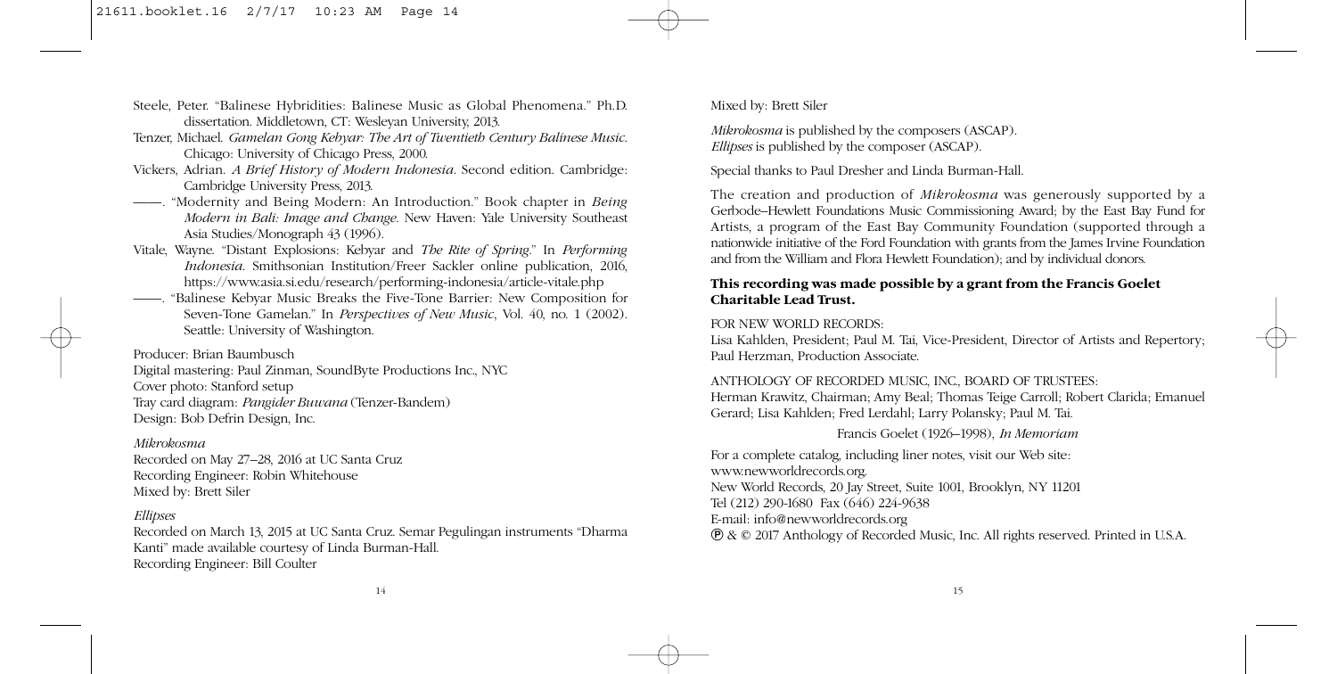Steele, Peter. "Balinese Hybridities: Balinese Music as Global Phenomena." Ph.D. dissertation. Middletown, CT: Wesleyan University, 2013.

Tenzer, Michael. *Gamelan Gong Kebyar: The Art of Twentieth Century Balinese Music*. Chicago: University of Chicago Press, 2000.

Vickers, Adrian. *A Brief History of Modern Indonesia*. Second edition. Cambridge: Cambridge University Press, 2013.

——. "Modernity and Being Modern: An Introduction." Book chapter in *Being Modern in Bali: Image and Change*. New Haven: Yale University Southeast Asia Studies/Monograph 43 (1996).

Vitale, Wayne. "Distant Explosions: Kebyar and *The Rite of Spring*." In *Performing Indonesia*. Smithsonian Institution/Freer Sackler online publication, 2016, https://www.asia.si.edu/research/performing-indonesia/article-vitale.php

——. "Balinese Kebyar Music Breaks the Five-Tone Barrier: New Composition for Seven-Tone Gamelan." In *Perspectives of New Music*, Vol. 40, no. 1 (2002). Seattle: University of Washington.

Producer: Brian Baumbusch
Digital mastering: Paul Zinman, SoundByte Productions Inc., NYC
Cover photo: Stanford setup
Tray card diagram: *Pangider Buwana* (Tenzer-Bandem)
Design: Bob Defrin Design, Inc.

*Mikrokosma*
Recorded on May 27–28, 2016 at UC Santa Cruz
Recording Engineer: Robin Whitehouse
Mixed by: Brett Siler

*Ellipses*
Recorded on March 13, 2015 at UC Santa Cruz. Semar Pegulingan instruments "Dharma Kanti" made available courtesy of Linda Burman-Hall.
Recording Engineer: Bill Coulter
Mixed by: Brett Siler

*Mikrokosma* is published by the composers (ASCAP).
*Ellipses* is published by the composer (ASCAP).

Special thanks to Paul Dresher and Linda Burman-Hall.

The creation and production of *Mikrokosma* was generously supported by a Gerbode–Hewlett Foundations Music Commissioning Award; by the East Bay Fund for Artists, a program of the East Bay Community Foundation (supported through a nationwide initiative of the Ford Foundation with grants from the James Irvine Foundation and from the William and Flora Hewlett Foundation); and by individual donors.

**This recording was made possible by a grant from the Francis Goelet Charitable Lead Trust.**

FOR NEW WORLD RECORDS:
Lisa Kahlden, President; Paul M. Tai, Vice-President, Director of Artists and Repertory; Paul Herzman, Production Associate.

ANTHOLOGY OF RECORDED MUSIC, INC., BOARD OF TRUSTEES:
Herman Krawitz, Chairman; Amy Beal; Thomas Teige Carroll; Robert Clarida; Emanuel Gerard; Lisa Kahlden; Fred Lerdahl; Larry Polansky; Paul M. Tai.

Francis Goelet (1926–1998), *In Memoriam*

For a complete catalog, including liner notes, visit our Web site:
www.newworldrecords.org.
New World Records, 20 Jay Street, Suite 1001, Brooklyn, NY 11201
Tel (212) 290-1680 Fax (646) 224-9638
E-mail: info@newworldrecords.org
℗ & © 2017 Anthology of Recorded Music, Inc. All rights reserved. Printed in U.S.A.